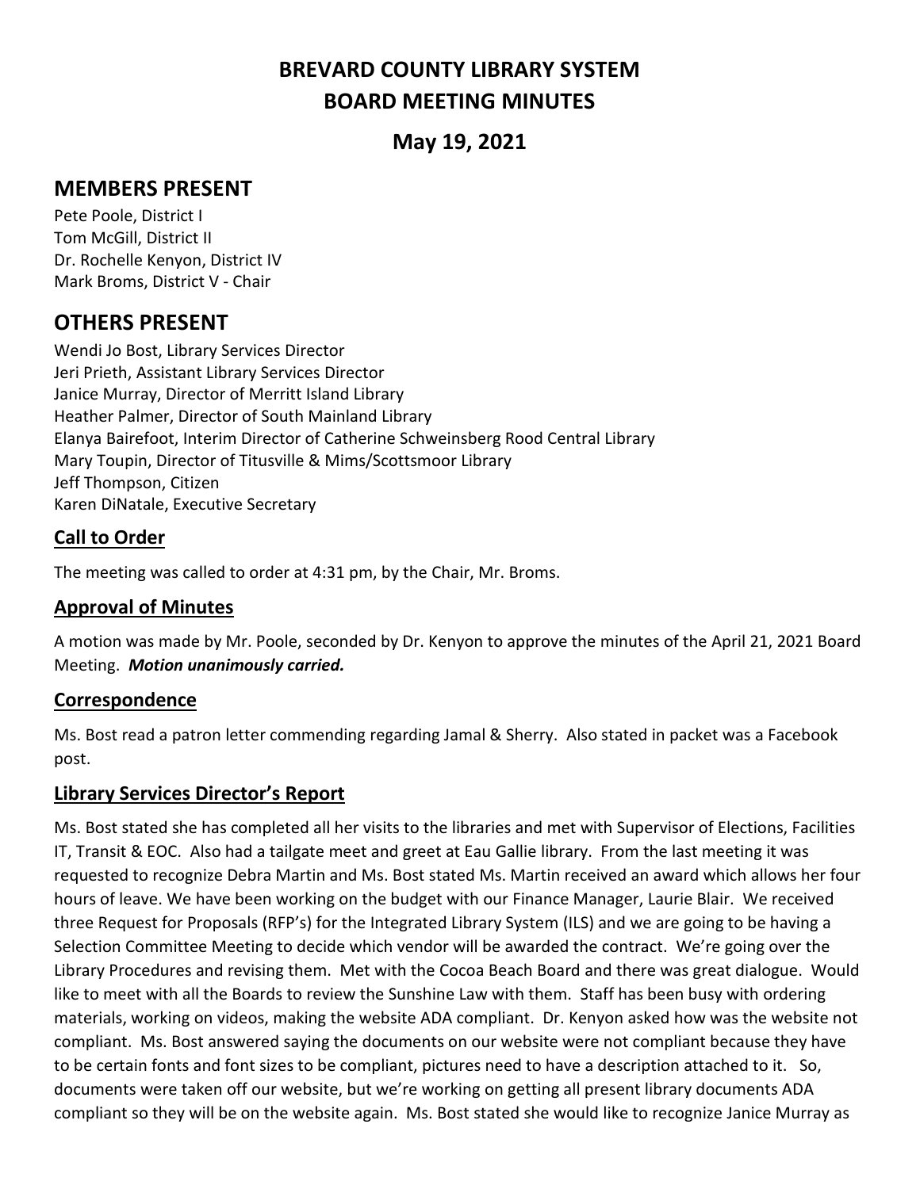# BREVARD COUNTY LIBRARY SYSTEM
# BOARD MEETING MINUTES

## May 19, 2021

## MEMBERS PRESENT

Pete Poole, District I
Tom McGill, District II
Dr. Rochelle Kenyon, District IV
Mark Broms, District V - Chair

## OTHERS PRESENT

Wendi Jo Bost, Library Services Director
Jeri Prieth, Assistant Library Services Director
Janice Murray, Director of Merritt Island Library
Heather Palmer, Director of South Mainland Library
Elanya Bairefoot, Interim Director of Catherine Schweinsberg Rood Central Library
Mary Toupin, Director of Titusville & Mims/Scottsmoor Library
Jeff Thompson, Citizen
Karen DiNatale, Executive Secretary

### Call to Order

The meeting was called to order at 4:31 pm, by the Chair, Mr. Broms.

### Approval of Minutes

A motion was made by Mr. Poole, seconded by Dr. Kenyon to approve the minutes of the April 21, 2021 Board Meeting. ***Motion unanimously carried.***

### Correspondence

Ms. Bost read a patron letter commending regarding Jamal & Sherry. Also stated in packet was a Facebook post.

### Library Services Director's Report

Ms. Bost stated she has completed all her visits to the libraries and met with Supervisor of Elections, Facilities IT, Transit & EOC. Also had a tailgate meet and greet at Eau Gallie library. From the last meeting it was requested to recognize Debra Martin and Ms. Bost stated Ms. Martin received an award which allows her four hours of leave. We have been working on the budget with our Finance Manager, Laurie Blair. We received three Request for Proposals (RFP's) for the Integrated Library System (ILS) and we are going to be having a Selection Committee Meeting to decide which vendor will be awarded the contract. We're going over the Library Procedures and revising them. Met with the Cocoa Beach Board and there was great dialogue. Would like to meet with all the Boards to review the Sunshine Law with them. Staff has been busy with ordering materials, working on videos, making the website ADA compliant. Dr. Kenyon asked how was the website not compliant. Ms. Bost answered saying the documents on our website were not compliant because they have to be certain fonts and font sizes to be compliant, pictures need to have a description attached to it. So, documents were taken off our website, but we're working on getting all present library documents ADA compliant so they will be on the website again. Ms. Bost stated she would like to recognize Janice Murray as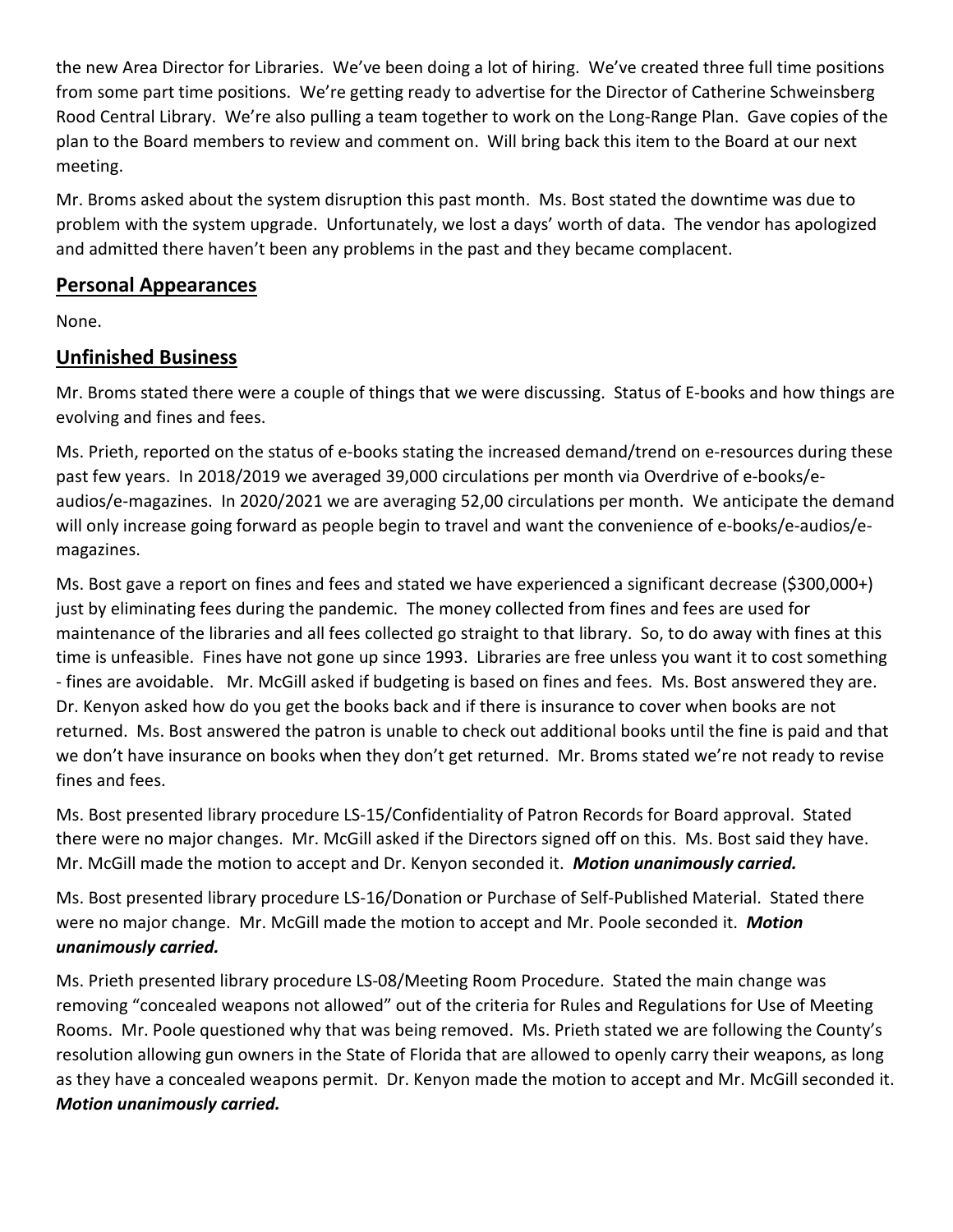the new Area Director for Libraries. We've been doing a lot of hiring. We've created three full time positions from some part time positions. We're getting ready to advertise for the Director of Catherine Schweinsberg Rood Central Library. We're also pulling a team together to work on the Long-Range Plan. Gave copies of the plan to the Board members to review and comment on. Will bring back this item to the Board at our next meeting.

Mr. Broms asked about the system disruption this past month. Ms. Bost stated the downtime was due to problem with the system upgrade. Unfortunately, we lost a days' worth of data. The vendor has apologized and admitted there haven't been any problems in the past and they became complacent.

## Personal Appearances

None.

## Unfinished Business

Mr. Broms stated there were a couple of things that we were discussing. Status of E-books and how things are evolving and fines and fees.

Ms. Prieth, reported on the status of e-books stating the increased demand/trend on e-resources during these past few years. In 2018/2019 we averaged 39,000 circulations per month via Overdrive of e-books/e-audios/e-magazines. In 2020/2021 we are averaging 52,00 circulations per month. We anticipate the demand will only increase going forward as people begin to travel and want the convenience of e-books/e-audios/e-magazines.

Ms. Bost gave a report on fines and fees and stated we have experienced a significant decrease ($300,000+) just by eliminating fees during the pandemic. The money collected from fines and fees are used for maintenance of the libraries and all fees collected go straight to that library. So, to do away with fines at this time is unfeasible. Fines have not gone up since 1993. Libraries are free unless you want it to cost something - fines are avoidable. Mr. McGill asked if budgeting is based on fines and fees. Ms. Bost answered they are. Dr. Kenyon asked how do you get the books back and if there is insurance to cover when books are not returned. Ms. Bost answered the patron is unable to check out additional books until the fine is paid and that we don't have insurance on books when they don't get returned. Mr. Broms stated we're not ready to revise fines and fees.

Ms. Bost presented library procedure LS-15/Confidentiality of Patron Records for Board approval. Stated there were no major changes. Mr. McGill asked if the Directors signed off on this. Ms. Bost said they have. Mr. McGill made the motion to accept and Dr. Kenyon seconded it. ***Motion unanimously carried.***

Ms. Bost presented library procedure LS-16/Donation or Purchase of Self-Published Material. Stated there were no major change. Mr. McGill made the motion to accept and Mr. Poole seconded it. ***Motion unanimously carried.***

Ms. Prieth presented library procedure LS-08/Meeting Room Procedure. Stated the main change was removing "concealed weapons not allowed" out of the criteria for Rules and Regulations for Use of Meeting Rooms. Mr. Poole questioned why that was being removed. Ms. Prieth stated we are following the County's resolution allowing gun owners in the State of Florida that are allowed to openly carry their weapons, as long as they have a concealed weapons permit. Dr. Kenyon made the motion to accept and Mr. McGill seconded it. ***Motion unanimously carried.***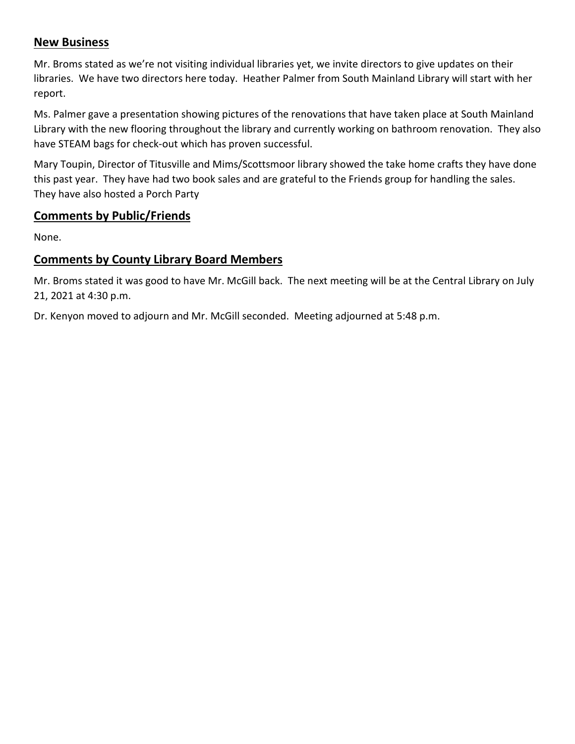## New Business

Mr. Broms stated as we're not visiting individual libraries yet, we invite directors to give updates on their libraries. We have two directors here today. Heather Palmer from South Mainland Library will start with her report.

Ms. Palmer gave a presentation showing pictures of the renovations that have taken place at South Mainland Library with the new flooring throughout the library and currently working on bathroom renovation. They also have STEAM bags for check-out which has proven successful.

Mary Toupin, Director of Titusville and Mims/Scottsmoor library showed the take home crafts they have done this past year. They have had two book sales and are grateful to the Friends group for handling the sales. They have also hosted a Porch Party

## Comments by Public/Friends

None.

## Comments by County Library Board Members

Mr. Broms stated it was good to have Mr. McGill back. The next meeting will be at the Central Library on July 21, 2021 at 4:30 p.m.

Dr. Kenyon moved to adjourn and Mr. McGill seconded. Meeting adjourned at 5:48 p.m.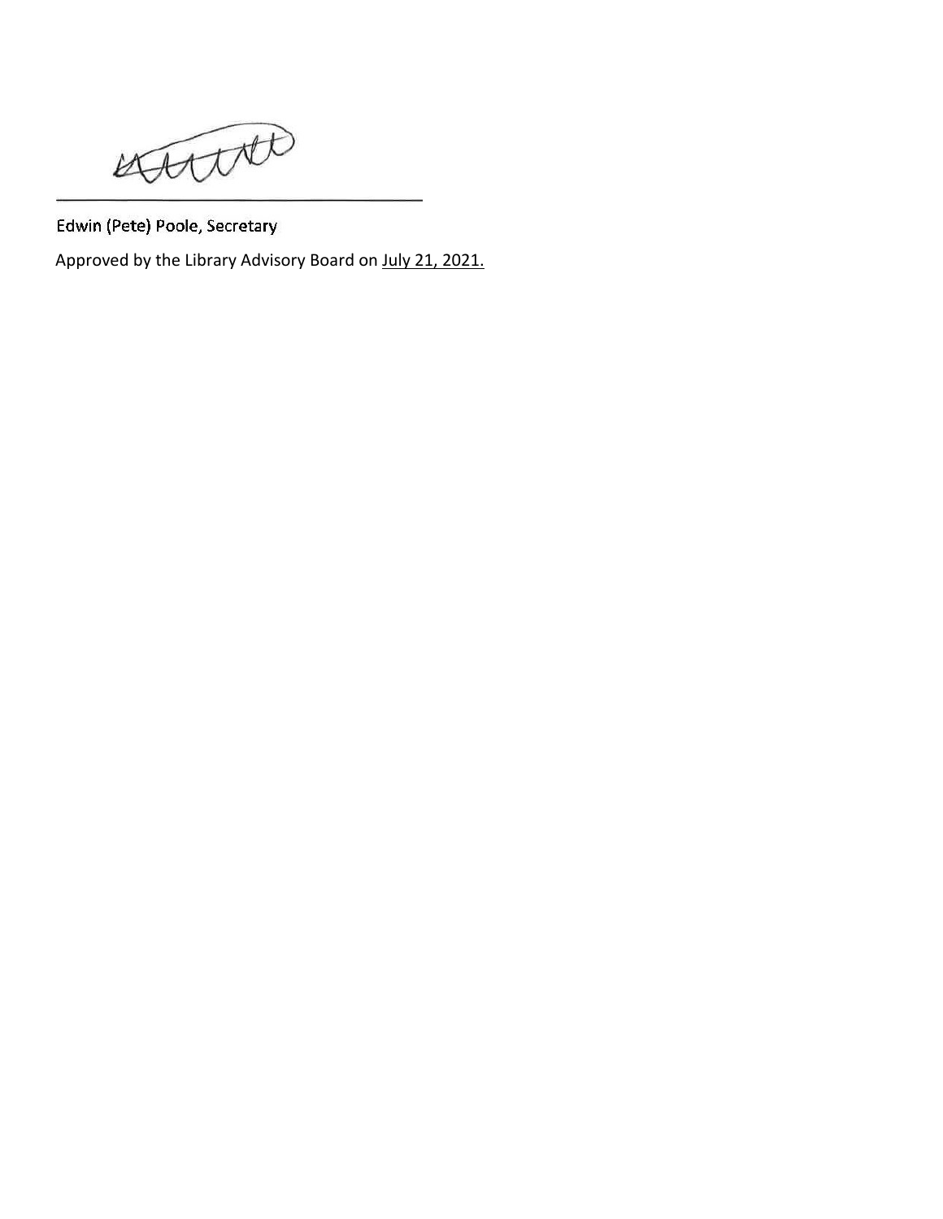Edwin (Pete) Poole, Secretary

Approved by the Library Advisory Board on July 21, 2021.